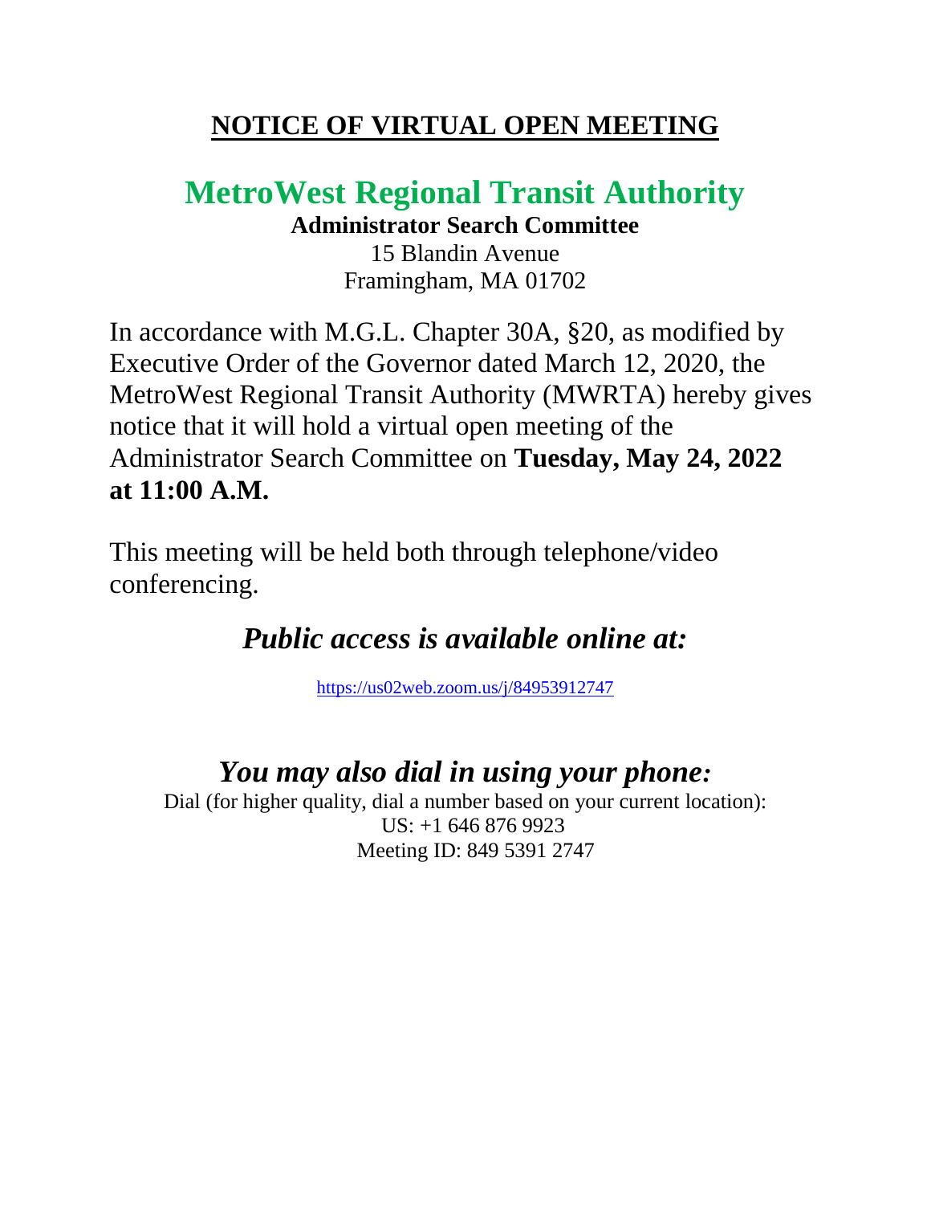# NOTICE OF VIRTUAL OPEN MEETING

## MetroWest Regional Transit Authority

**Administrator Search Committee**

15 Blandin Avenue
Framingham, MA 01702

In accordance with M.G.L. Chapter 30A, §20, as modified by Executive Order of the Governor dated March 12, 2020, the MetroWest Regional Transit Authority (MWRTA) hereby gives notice that it will hold a virtual open meeting of the Administrator Search Committee on **Tuesday, May 24, 2022 at 11:00 A.M.**

This meeting will be held both through telephone/video conferencing.

### *Public access is available online at:*

https://us02web.zoom.us/j/84953912747

### *You may also dial in using your phone:*

Dial (for higher quality, dial a number based on your current location):
US: +1 646 876 9923
Meeting ID: 849 5391 2747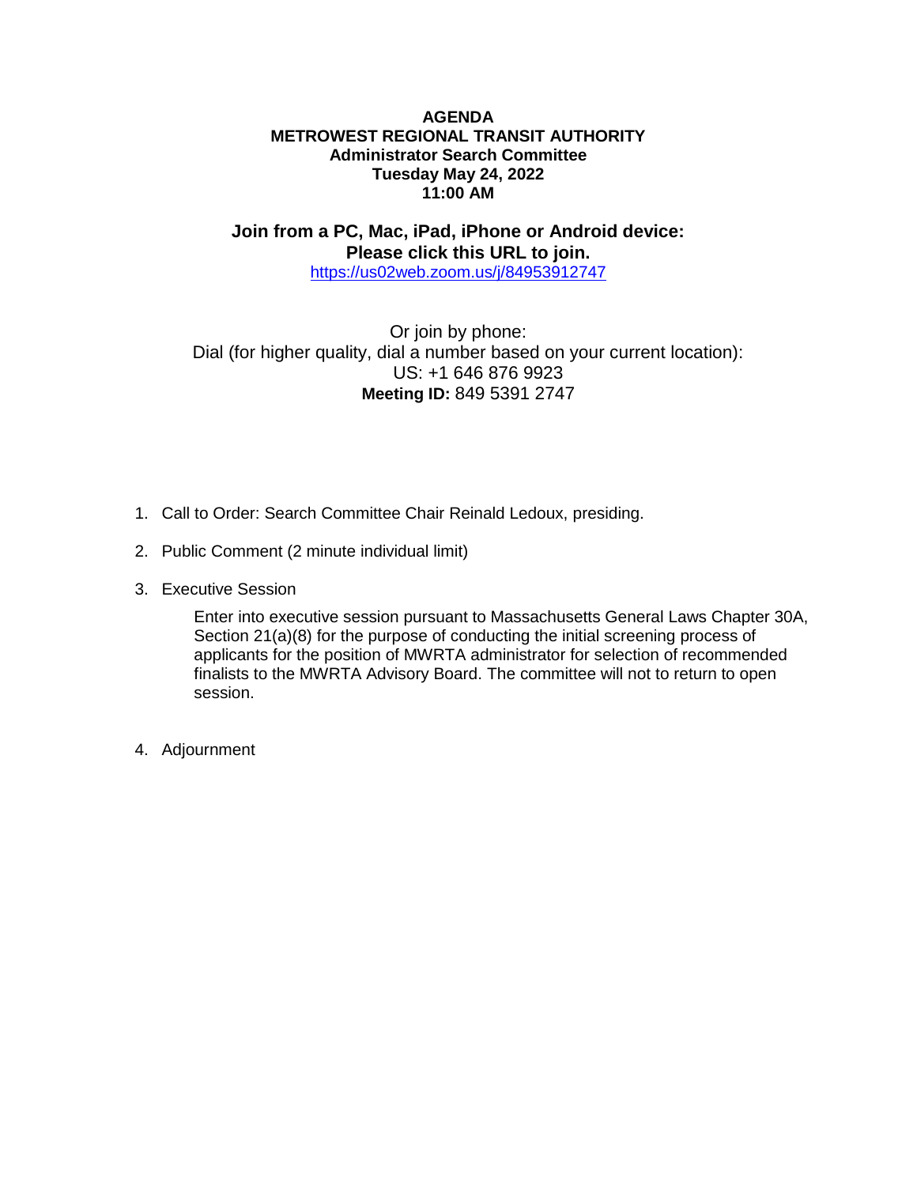**AGENDA**
**METROWEST REGIONAL TRANSIT AUTHORITY**
**Administrator Search Committee**
**Tuesday May 24, 2022**
**11:00 AM**

**Join from a PC, Mac, iPad, iPhone or Android device:**
**Please click this URL to join.**
https://us02web.zoom.us/j/84953912747

Or join by phone:
Dial (for higher quality, dial a number based on your current location):
US: +1 646 876 9923
**Meeting ID:** 849 5391 2747

1. Call to Order: Search Committee Chair Reinald Ledoux, presiding.
2. Public Comment (2 minute individual limit)
3. Executive Session

   Enter into executive session pursuant to Massachusetts General Laws Chapter 30A, Section 21(a)(8) for the purpose of conducting the initial screening process of applicants for the position of MWRTA administrator for selection of recommended finalists to the MWRTA Advisory Board. The committee will not to return to open session.

4. Adjournment